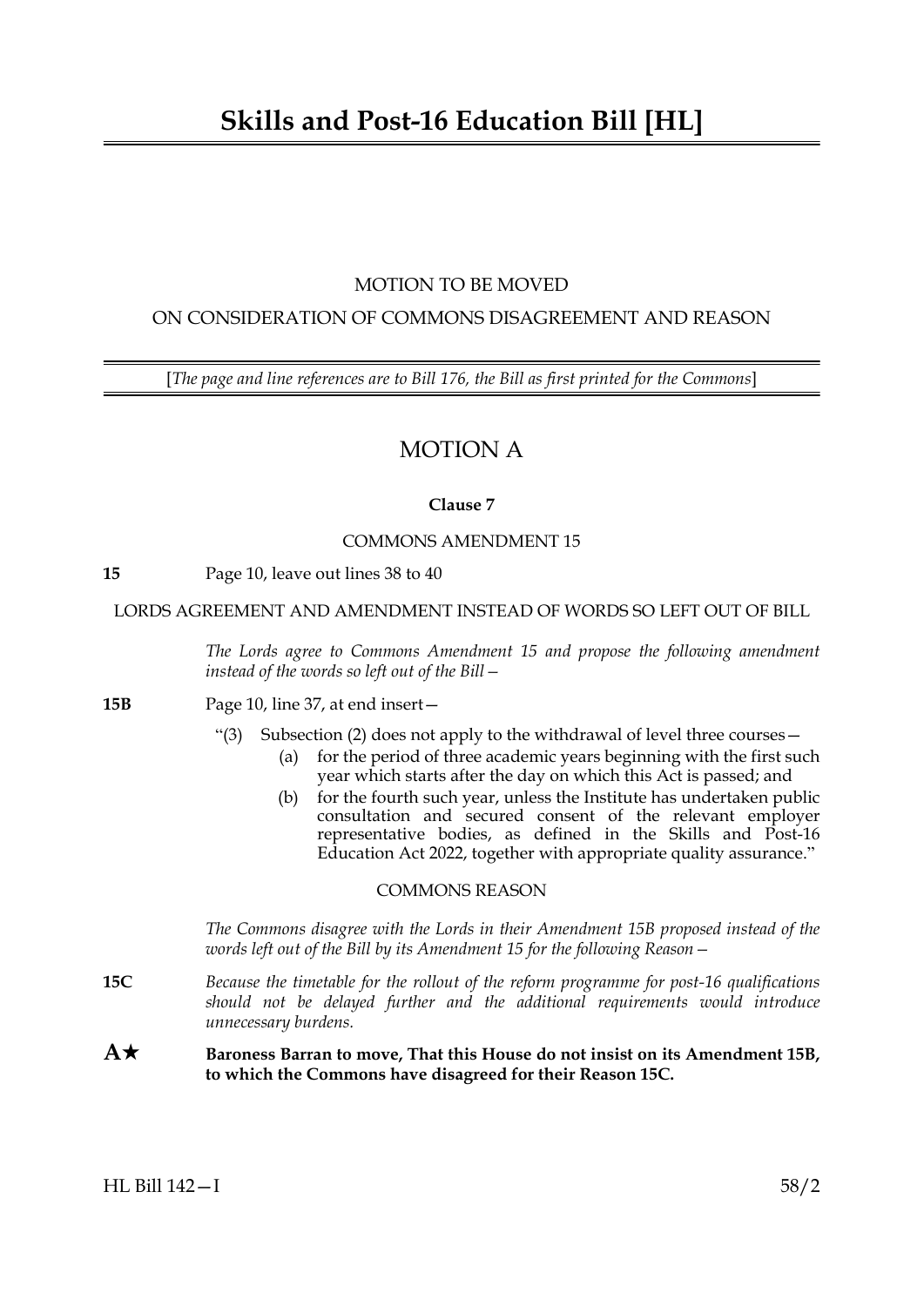# Skills and Post-16 Education Bill [HL]

MOTION TO BE MOVED

ON CONSIDERATION OF COMMONS DISAGREEMENT AND REASON

[*The page and line references are to Bill 176, the Bill as first printed for the Commons*]

## MOTION A

**Clause 7**

COMMONS AMENDMENT 15

**15** Page 10, leave out lines 38 to 40

LORDS AGREEMENT AND AMENDMENT INSTEAD OF WORDS SO LEFT OUT OF BILL

*The Lords agree to Commons Amendment 15 and propose the following amendment instead of the words so left out of the Bill—*

**15B** Page 10, line 37, at end insert—

"(3) Subsection (2) does not apply to the withdrawal of level three courses—

(a) for the period of three academic years beginning with the first such year which starts after the day on which this Act is passed; and

(b) for the fourth such year, unless the Institute has undertaken public consultation and secured consent of the relevant employer representative bodies, as defined in the Skills and Post-16 Education Act 2022, together with appropriate quality assurance."

COMMONS REASON

*The Commons disagree with the Lords in their Amendment 15B proposed instead of the words left out of the Bill by its Amendment 15 for the following Reason—*

**15C** *Because the timetable for the rollout of the reform programme for post-16 qualifications should not be delayed further and the additional requirements would introduce unnecessary burdens.*

**A★** **Baroness Barran to move, That this House do not insist on its Amendment 15B, to which the Commons have disagreed for their Reason 15C.**

HL Bill 142—I 58/2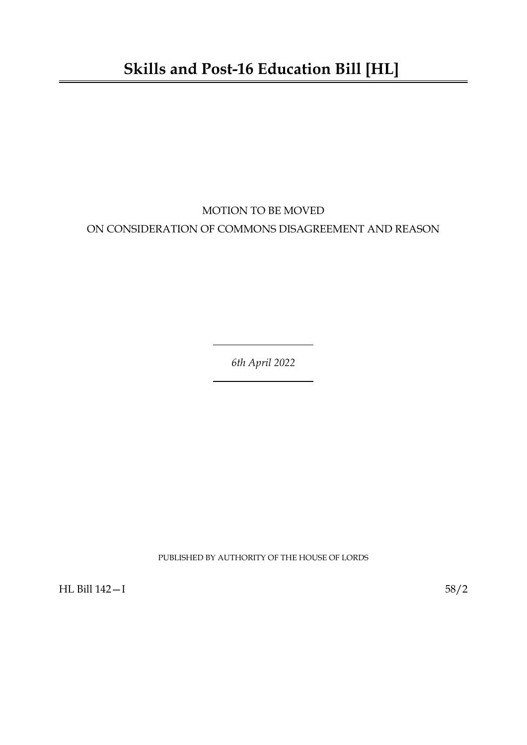# Skills and Post-16 Education Bill [HL]

MOTION TO BE MOVED

ON CONSIDERATION OF COMMONS DISAGREEMENT AND REASON

*6th April 2022*

PUBLISHED BY AUTHORITY OF THE HOUSE OF LORDS

HL Bill 142—I

58/2